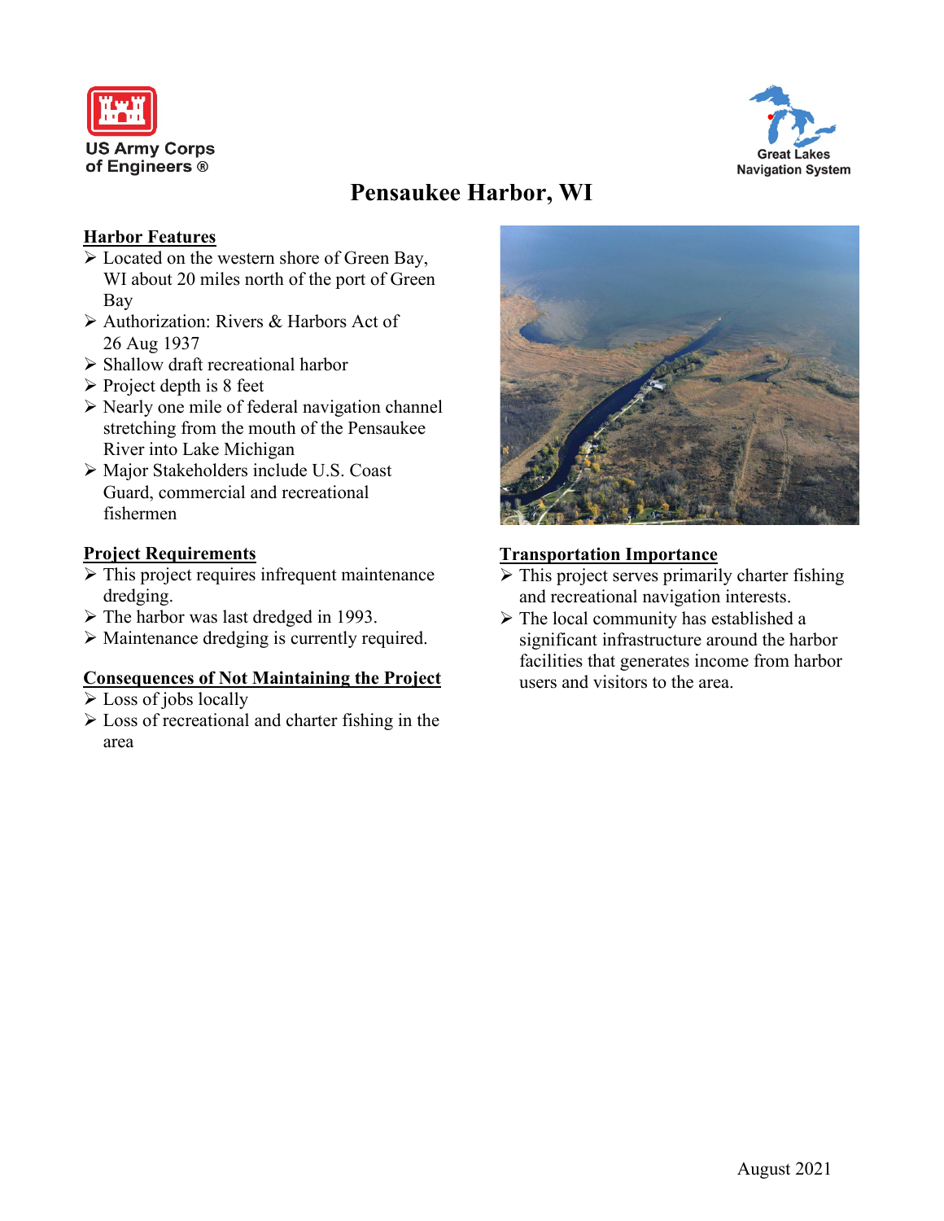US Army Corps of Engineers ®

Great Lakes Navigation System

# Pensaukee Harbor, WI

## Harbor Features

- Located on the western shore of Green Bay, WI about 20 miles north of the port of Green Bay
- Authorization: Rivers & Harbors Act of 26 Aug 1937
- Shallow draft recreational harbor
- Project depth is 8 feet
- Nearly one mile of federal navigation channel stretching from the mouth of the Pensaukee River into Lake Michigan
- Major Stakeholders include U.S. Coast Guard, commercial and recreational fishermen

## Project Requirements

- This project requires infrequent maintenance dredging.
- The harbor was last dredged in 1993.
- Maintenance dredging is currently required.

## Consequences of Not Maintaining the Project

- Loss of jobs locally
- Loss of recreational and charter fishing in the area

## Transportation Importance

- This project serves primarily charter fishing and recreational navigation interests.
- The local community has established a significant infrastructure around the harbor facilities that generates income from harbor users and visitors to the area.

August 2021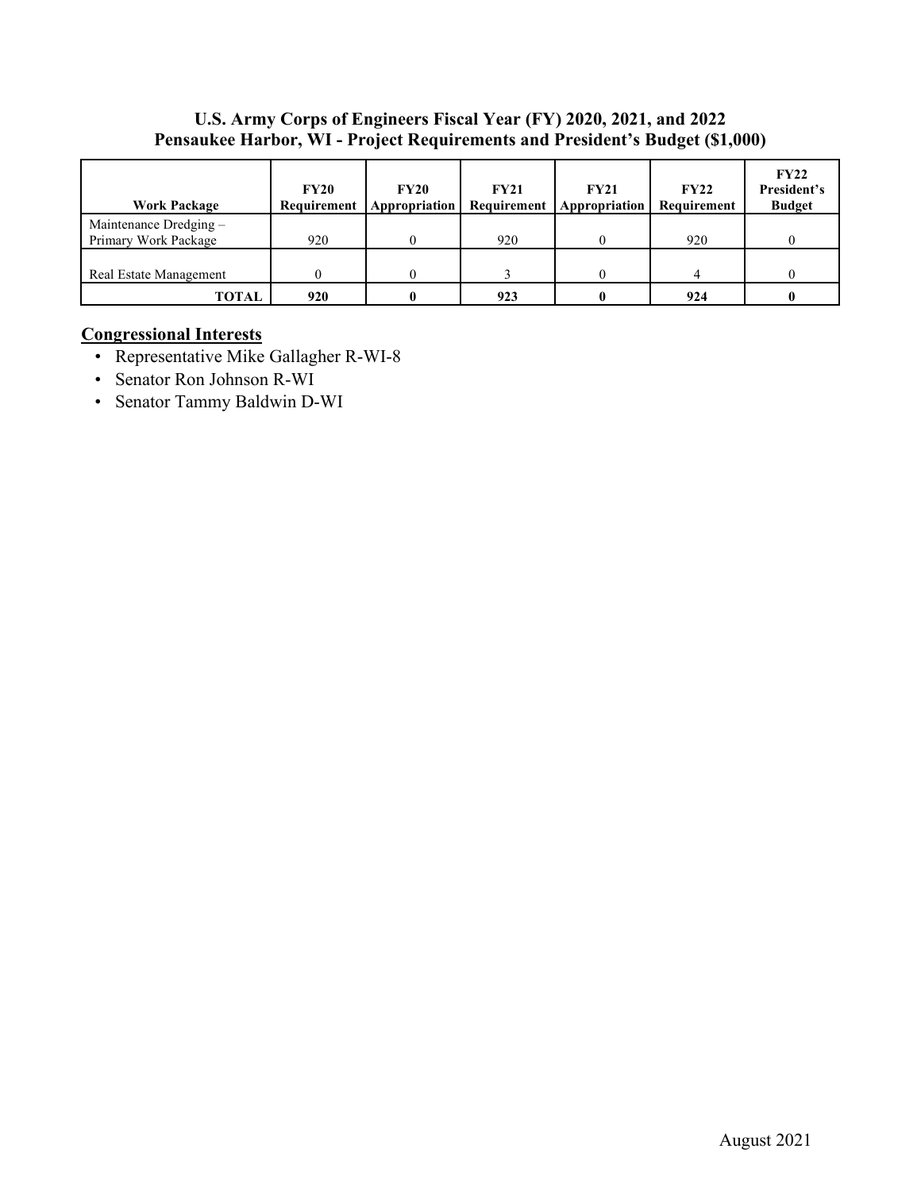# U.S. Army Corps of Engineers Fiscal Year (FY) 2020, 2021, and 2022 Pensaukee Harbor, WI - Project Requirements and President's Budget ($1,000)

| Work Package | FY20 Requirement | FY20 Appropriation | FY21 Requirement | FY21 Appropriation | FY22 Requirement | FY22 President's Budget |
|---|---|---|---|---|---|---|
| Maintenance Dredging – Primary Work Package | 920 | 0 | 920 | 0 | 920 | 0 |
| Real Estate Management | 0 | 0 | 3 | 0 | 4 | 0 |
| **TOTAL** | **920** | **0** | **923** | **0** | **924** | **0** |

## Congressional Interests

- Representative Mike Gallagher R-WI-8
- Senator Ron Johnson R-WI
- Senator Tammy Baldwin D-WI

August 2021